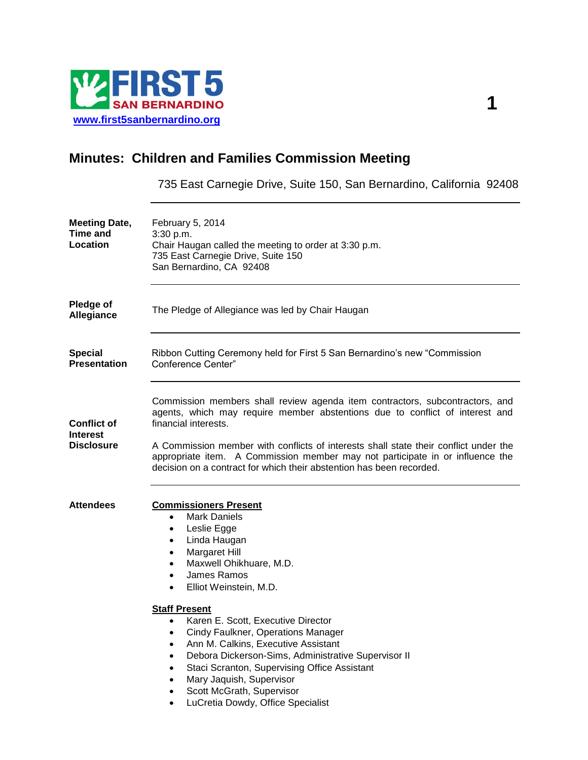FIRST 5 SAN BERNARDINO

[www.first5sanbernardino.org](http://www.first5sanbernardino.org)

# Minutes: Children and Families Commission Meeting

735 East Carnegie Drive, Suite 150, San Bernardino, California 92408

---

**Meeting Date, Time and Location**

February 5, 2014
3:30 p.m.
Chair Haugan called the meeting to order at 3:30 p.m.
735 East Carnegie Drive, Suite 150
San Bernardino, CA 92408

---

**Pledge of Allegiance**

The Pledge of Allegiance was led by Chair Haugan

---

**Special Presentation**

Ribbon Cutting Ceremony held for First 5 San Bernardino's new "Commission Conference Center"

---

**Conflict of Interest Disclosure**

Commission members shall review agenda item contractors, subcontractors, and agents, which may require member abstentions due to conflict of interest and financial interests.

A Commission member with conflicts of interests shall state their conflict under the appropriate item. A Commission member may not participate in or influence the decision on a contract for which their abstention has been recorded.

---

**Attendees**

**Commissioners Present**

- Mark Daniels
- Leslie Egge
- Linda Haugan
- Margaret Hill
- Maxwell Ohikhuare, M.D.
- James Ramos
- Elliot Weinstein, M.D.

**Staff Present**

- Karen E. Scott, Executive Director
- Cindy Faulkner, Operations Manager
- Ann M. Calkins, Executive Assistant
- Debora Dickerson-Sims, Administrative Supervisor II
- Staci Scranton, Supervising Office Assistant
- Mary Jaquish, Supervisor
- Scott McGrath, Supervisor
- LuCretia Dowdy, Office Specialist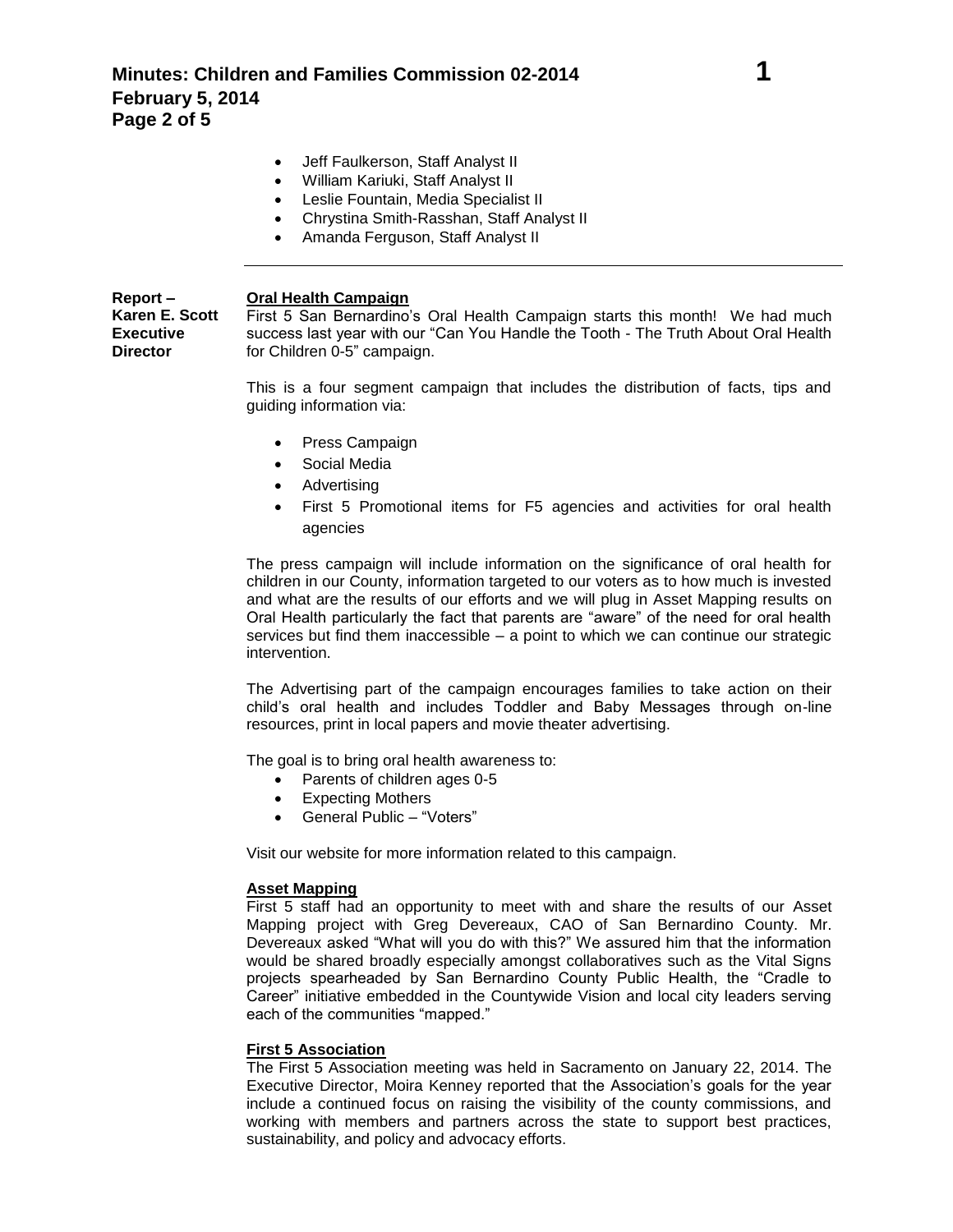- Jeff Faulkerson, Staff Analyst II
- William Kariuki, Staff Analyst II
- Leslie Fountain, Media Specialist II
- Chrystina Smith-Rasshan, Staff Analyst II
- Amanda Ferguson, Staff Analyst II

---

**Report – Karen E. Scott Executive Director**

**Oral Health Campaign**

First 5 San Bernardino's Oral Health Campaign starts this month! We had much success last year with our "Can You Handle the Tooth - The Truth About Oral Health for Children 0-5" campaign.

This is a four segment campaign that includes the distribution of facts, tips and guiding information via:

- Press Campaign
- Social Media
- Advertising
- First 5 Promotional items for F5 agencies and activities for oral health agencies

The press campaign will include information on the significance of oral health for children in our County, information targeted to our voters as to how much is invested and what are the results of our efforts and we will plug in Asset Mapping results on Oral Health particularly the fact that parents are "aware" of the need for oral health services but find them inaccessible – a point to which we can continue our strategic intervention.

The Advertising part of the campaign encourages families to take action on their child's oral health and includes Toddler and Baby Messages through on-line resources, print in local papers and movie theater advertising.

The goal is to bring oral health awareness to:

- Parents of children ages 0-5
- Expecting Mothers
- General Public – "Voters"

Visit our website for more information related to this campaign.

**Asset Mapping**

First 5 staff had an opportunity to meet with and share the results of our Asset Mapping project with Greg Devereaux, CAO of San Bernardino County. Mr. Devereaux asked "What will you do with this?" We assured him that the information would be shared broadly especially amongst collaboratives such as the Vital Signs projects spearheaded by San Bernardino County Public Health, the "Cradle to Career" initiative embedded in the Countywide Vision and local city leaders serving each of the communities "mapped."

**First 5 Association**

The First 5 Association meeting was held in Sacramento on January 22, 2014. The Executive Director, Moira Kenney reported that the Association's goals for the year include a continued focus on raising the visibility of the county commissions, and working with members and partners across the state to support best practices, sustainability, and policy and advocacy efforts.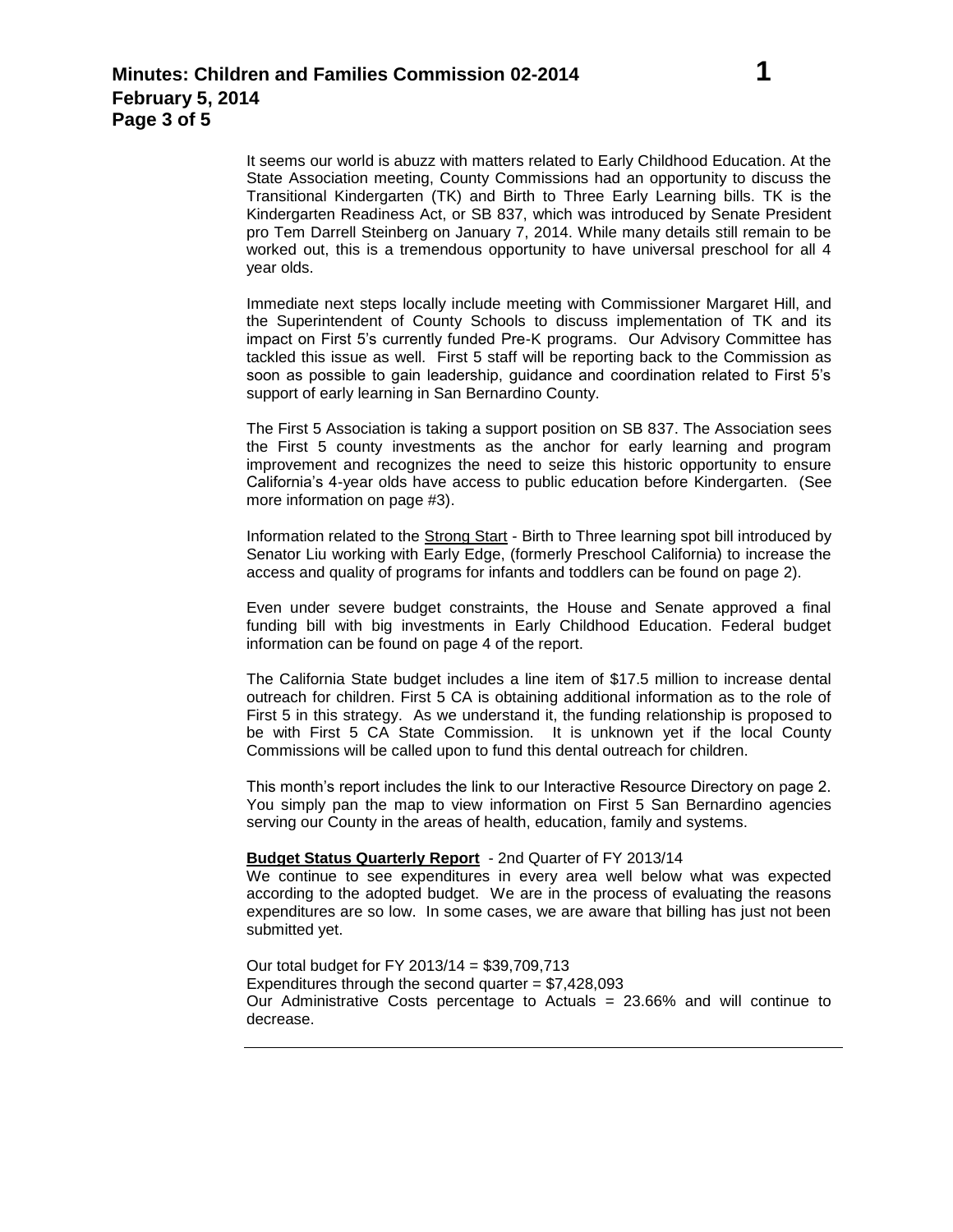It seems our world is abuzz with matters related to Early Childhood Education. At the State Association meeting, County Commissions had an opportunity to discuss the Transitional Kindergarten (TK) and Birth to Three Early Learning bills. TK is the Kindergarten Readiness Act, or SB 837, which was introduced by Senate President pro Tem Darrell Steinberg on January 7, 2014. While many details still remain to be worked out, this is a tremendous opportunity to have universal preschool for all 4 year olds.

Immediate next steps locally include meeting with Commissioner Margaret Hill, and the Superintendent of County Schools to discuss implementation of TK and its impact on First 5's currently funded Pre-K programs. Our Advisory Committee has tackled this issue as well. First 5 staff will be reporting back to the Commission as soon as possible to gain leadership, guidance and coordination related to First 5's support of early learning in San Bernardino County.

The First 5 Association is taking a support position on SB 837. The Association sees the First 5 county investments as the anchor for early learning and program improvement and recognizes the need to seize this historic opportunity to ensure California's 4-year olds have access to public education before Kindergarten. (See more information on page #3).

Information related to the Strong Start - Birth to Three learning spot bill introduced by Senator Liu working with Early Edge, (formerly Preschool California) to increase the access and quality of programs for infants and toddlers can be found on page 2).

Even under severe budget constraints, the House and Senate approved a final funding bill with big investments in Early Childhood Education. Federal budget information can be found on page 4 of the report.

The California State budget includes a line item of $17.5 million to increase dental outreach for children. First 5 CA is obtaining additional information as to the role of First 5 in this strategy. As we understand it, the funding relationship is proposed to be with First 5 CA State Commission. It is unknown yet if the local County Commissions will be called upon to fund this dental outreach for children.

This month's report includes the link to our Interactive Resource Directory on page 2. You simply pan the map to view information on First 5 San Bernardino agencies serving our County in the areas of health, education, family and systems.

**Budget Status Quarterly Report** - 2nd Quarter of FY 2013/14

We continue to see expenditures in every area well below what was expected according to the adopted budget. We are in the process of evaluating the reasons expenditures are so low. In some cases, we are aware that billing has just not been submitted yet.

Our total budget for FY 2013/14 = $39,709,713

Expenditures through the second quarter = $7,428,093

Our Administrative Costs percentage to Actuals = 23.66% and will continue to decrease.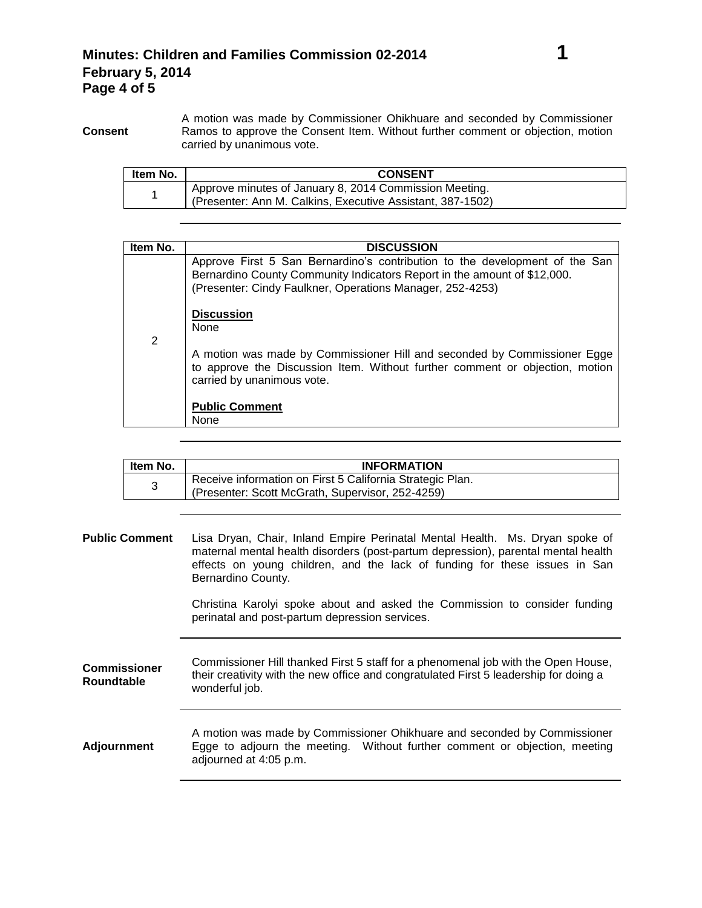**Consent**

A motion was made by Commissioner Ohikhuare and seconded by Commissioner Ramos to approve the Consent Item. Without further comment or objection, motion carried by unanimous vote.

| Item No. | CONSENT |
|---|---|
| 1 | Approve minutes of January 8, 2014 Commission Meeting.<br>(Presenter: Ann M. Calkins, Executive Assistant, 387-1502) |

| Item No. | DISCUSSION |
|---|---|
| 2 | Approve First 5 San Bernardino's contribution to the development of the San Bernardino County Community Indicators Report in the amount of $12,000.<br>(Presenter: Cindy Faulkner, Operations Manager, 252-4253)<br><br>**Discussion**<br>None<br><br>A motion was made by Commissioner Hill and seconded by Commissioner Egge to approve the Discussion Item. Without further comment or objection, motion carried by unanimous vote.<br><br>**Public Comment**<br>None |

| Item No. | INFORMATION |
|---|---|
| 3 | Receive information on First 5 California Strategic Plan.<br>(Presenter: Scott McGrath, Supervisor, 252-4259) |

**Public Comment**

Lisa Dryan, Chair, Inland Empire Perinatal Mental Health. Ms. Dryan spoke of maternal mental health disorders (post-partum depression), parental mental health effects on young children, and the lack of funding for these issues in San Bernardino County.

Christina Karolyi spoke about and asked the Commission to consider funding perinatal and post-partum depression services.

**Commissioner Roundtable**

Commissioner Hill thanked First 5 staff for a phenomenal job with the Open House, their creativity with the new office and congratulated First 5 leadership for doing a wonderful job.

**Adjournment**

A motion was made by Commissioner Ohikhuare and seconded by Commissioner Egge to adjourn the meeting. Without further comment or objection, meeting adjourned at 4:05 p.m.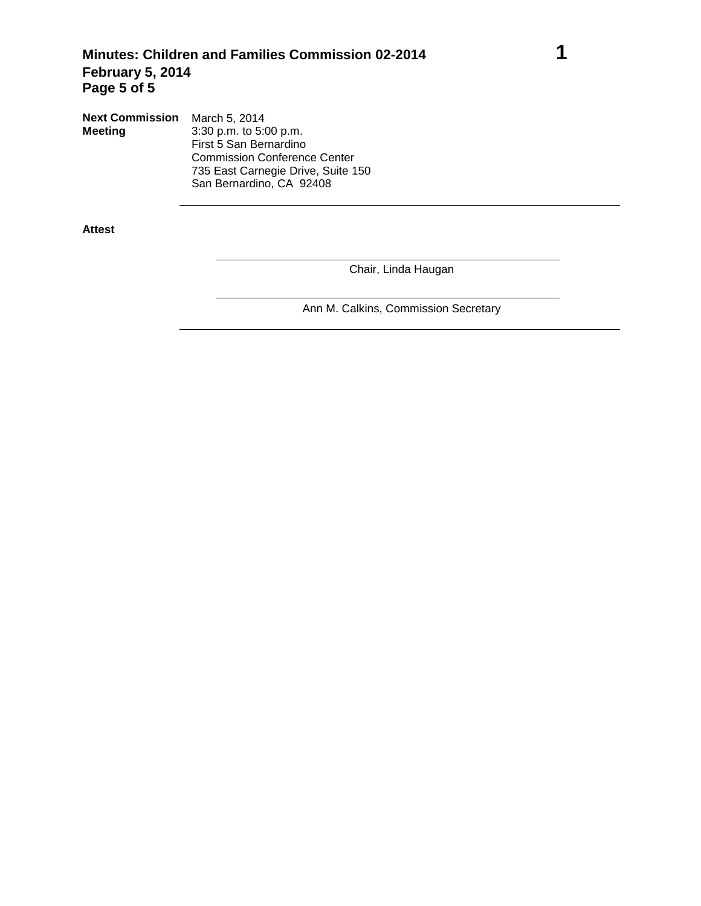**Next Commission Meeting**

March 5, 2014
3:30 p.m. to 5:00 p.m.
First 5 San Bernardino
Commission Conference Center
735 East Carnegie Drive, Suite 150
San Bernardino, CA 92408

---

**Attest**

\_\_\_\_\_\_\_\_\_\_\_\_\_\_\_\_\_\_\_\_\_\_\_\_\_\_\_\_\_\_\_\_\_\_\_\_\_\_\_\_

Chair, Linda Haugan

\_\_\_\_\_\_\_\_\_\_\_\_\_\_\_\_\_\_\_\_\_\_\_\_\_\_\_\_\_\_\_\_\_\_\_\_\_\_\_\_

Ann M. Calkins, Commission Secretary

---